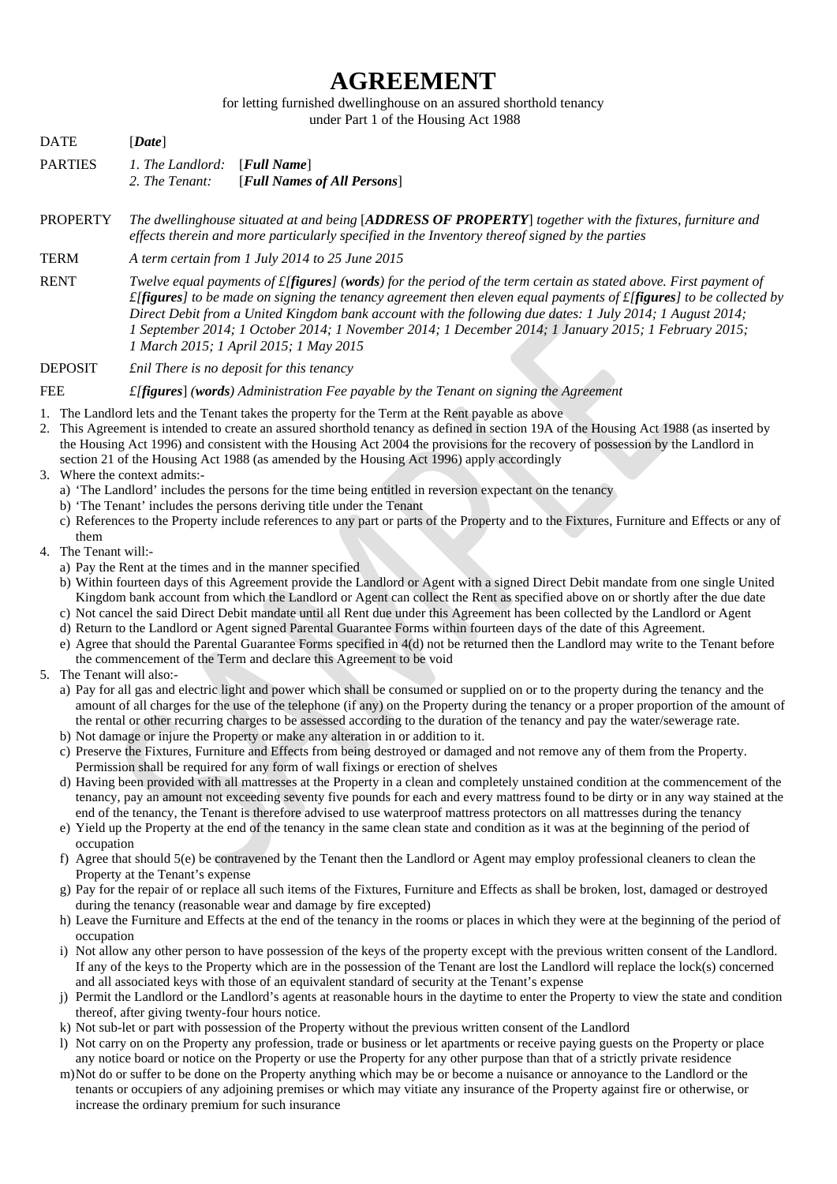# AGREEMENT

for letting furnished dwellinghouse on an assured shorthold tenancy
under Part 1 of the Housing Act 1988

DATE [***Date***]

PARTIES *1. The Landlord:* [***Full Name***]
*2. The Tenant:* [***Full Names of All Persons***]

PROPERTY *The dwellinghouse situated at and being* [***ADDRESS OF PROPERTY***] *together with the fixtures, furniture and effects therein and more particularly specified in the Inventory thereof signed by the parties*

TERM *A term certain from 1 July 2014 to 25 June 2015*

RENT *Twelve equal payments of £[**figures**] (**words**) for the period of the term certain as stated above. First payment of £[**figures**] to be made on signing the tenancy agreement then eleven equal payments of £[**figures**] to be collected by Direct Debit from a United Kingdom bank account with the following due dates: 1 July 2014; 1 August 2014; 1 September 2014; 1 October 2014; 1 November 2014; 1 December 2014; 1 January 2015; 1 February 2015; 1 March 2015; 1 April 2015; 1 May 2015*

DEPOSIT *£nil There is no deposit for this tenancy*

FEE *£[**figures**] (**words**) Administration Fee payable by the Tenant on signing the Agreement*

1. The Landlord lets and the Tenant takes the property for the Term at the Rent payable as above
2. This Agreement is intended to create an assured shorthold tenancy as defined in section 19A of the Housing Act 1988 (as inserted by the Housing Act 1996) and consistent with the Housing Act 2004 the provisions for the recovery of possession by the Landlord in section 21 of the Housing Act 1988 (as amended by the Housing Act 1996) apply accordingly
3. Where the context admits:-
   a) 'The Landlord' includes the persons for the time being entitled in reversion expectant on the tenancy
   b) 'The Tenant' includes the persons deriving title under the Tenant
   c) References to the Property include references to any part or parts of the Property and to the Fixtures, Furniture and Effects or any of them
4. The Tenant will:-
   a) Pay the Rent at the times and in the manner specified
   b) Within fourteen days of this Agreement provide the Landlord or Agent with a signed Direct Debit mandate from one single United Kingdom bank account from which the Landlord or Agent can collect the Rent as specified above on or shortly after the due date
   c) Not cancel the said Direct Debit mandate until all Rent due under this Agreement has been collected by the Landlord or Agent
   d) Return to the Landlord or Agent signed Parental Guarantee Forms within fourteen days of the date of this Agreement.
   e) Agree that should the Parental Guarantee Forms specified in 4(d) not be returned then the Landlord may write to the Tenant before the commencement of the Term and declare this Agreement to be void
5. The Tenant will also:-
   a) Pay for all gas and electric light and power which shall be consumed or supplied on or to the property during the tenancy and the amount of all charges for the use of the telephone (if any) on the Property during the tenancy or a proper proportion of the amount of the rental or other recurring charges to be assessed according to the duration of the tenancy and pay the water/sewerage rate.
   b) Not damage or injure the Property or make any alteration in or addition to it.
   c) Preserve the Fixtures, Furniture and Effects from being destroyed or damaged and not remove any of them from the Property. Permission shall be required for any form of wall fixings or erection of shelves
   d) Having been provided with all mattresses at the Property in a clean and completely unstained condition at the commencement of the tenancy, pay an amount not exceeding seventy five pounds for each and every mattress found to be dirty or in any way stained at the end of the tenancy, the Tenant is therefore advised to use waterproof mattress protectors on all mattresses during the tenancy
   e) Yield up the Property at the end of the tenancy in the same clean state and condition as it was at the beginning of the period of occupation
   f) Agree that should 5(e) be contravened by the Tenant then the Landlord or Agent may employ professional cleaners to clean the Property at the Tenant's expense
   g) Pay for the repair of or replace all such items of the Fixtures, Furniture and Effects as shall be broken, lost, damaged or destroyed during the tenancy (reasonable wear and damage by fire excepted)
   h) Leave the Furniture and Effects at the end of the tenancy in the rooms or places in which they were at the beginning of the period of occupation
   i) Not allow any other person to have possession of the keys of the property except with the previous written consent of the Landlord. If any of the keys to the Property which are in the possession of the Tenant are lost the Landlord will replace the lock(s) concerned and all associated keys with those of an equivalent standard of security at the Tenant's expense
   j) Permit the Landlord or the Landlord's agents at reasonable hours in the daytime to enter the Property to view the state and condition thereof, after giving twenty-four hours notice.
   k) Not sub-let or part with possession of the Property without the previous written consent of the Landlord
   l) Not carry on on the Property any profession, trade or business or let apartments or receive paying guests on the Property or place any notice board or notice on the Property or use the Property for any other purpose than that of a strictly private residence
   m) Not do or suffer to be done on the Property anything which may be or become a nuisance or annoyance to the Landlord or the tenants or occupiers of any adjoining premises or which may vitiate any insurance of the Property against fire or otherwise, or increase the ordinary premium for such insurance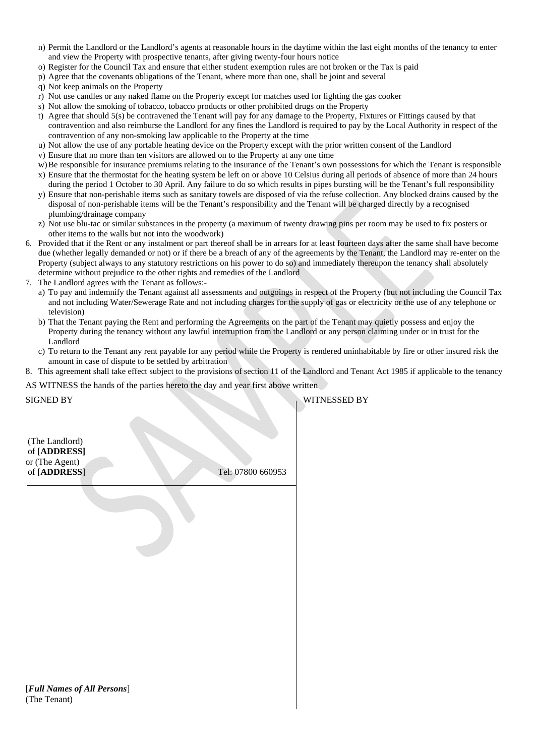n) Permit the Landlord or the Landlord's agents at reasonable hours in the daytime within the last eight months of the tenancy to enter and view the Property with prospective tenants, after giving twenty-four hours notice
o) Register for the Council Tax and ensure that either student exemption rules are not broken or the Tax is paid
p) Agree that the covenants obligations of the Tenant, where more than one, shall be joint and several
q) Not keep animals on the Property
r) Not use candles or any naked flame on the Property except for matches used for lighting the gas cooker
s) Not allow the smoking of tobacco, tobacco products or other prohibited drugs on the Property
t) Agree that should 5(s) be contravened the Tenant will pay for any damage to the Property, Fixtures or Fittings caused by that contravention and also reimburse the Landlord for any fines the Landlord is required to pay by the Local Authority in respect of the contravention of any non-smoking law applicable to the Property at the time
u) Not allow the use of any portable heating device on the Property except with the prior written consent of the Landlord
v) Ensure that no more than ten visitors are allowed on to the Property at any one time
w) Be responsible for insurance premiums relating to the insurance of the Tenant's own possessions for which the Tenant is responsible
x) Ensure that the thermostat for the heating system be left on or above 10 Celsius during all periods of absence of more than 24 hours during the period 1 October to 30 April. Any failure to do so which results in pipes bursting will be the Tenant's full responsibility
y) Ensure that non-perishable items such as sanitary towels are disposed of via the refuse collection. Any blocked drains caused by the disposal of non-perishable items will be the Tenant's responsibility and the Tenant will be charged directly by a recognised plumbing/drainage company
z) Not use blu-tac or similar substances in the property (a maximum of twenty drawing pins per room may be used to fix posters or other items to the walls but not into the woodwork)

6. Provided that if the Rent or any instalment or part thereof shall be in arrears for at least fourteen days after the same shall have become due (whether legally demanded or not) or if there be a breach of any of the agreements by the Tenant, the Landlord may re-enter on the Property (subject always to any statutory restrictions on his power to do so) and immediately thereupon the tenancy shall absolutely determine without prejudice to the other rights and remedies of the Landlord
7. The Landlord agrees with the Tenant as follows:-
   a) To pay and indemnify the Tenant against all assessments and outgoings in respect of the Property (but not including the Council Tax and not including Water/Sewerage Rate and not including charges for the supply of gas or electricity or the use of any telephone or television)
   b) That the Tenant paying the Rent and performing the Agreements on the part of the Tenant may quietly possess and enjoy the Property during the tenancy without any lawful interruption from the Landlord or any person claiming under or in trust for the Landlord
   c) To return to the Tenant any rent payable for any period while the Property is rendered uninhabitable by fire or other insured risk the amount in case of dispute to be settled by arbitration
8. This agreement shall take effect subject to the provisions of section 11 of the Landlord and Tenant Act 1985 if applicable to the tenancy

AS WITNESS the hands of the parties hereto the day and year first above written

SIGNED BY

WITNESSED BY

(The Landlord)
of [**ADDRESS**]
or (The Agent)
of [**ADDRESS**] Tel: 07800 660953

[***Full Names of All Persons***]
(The Tenant)